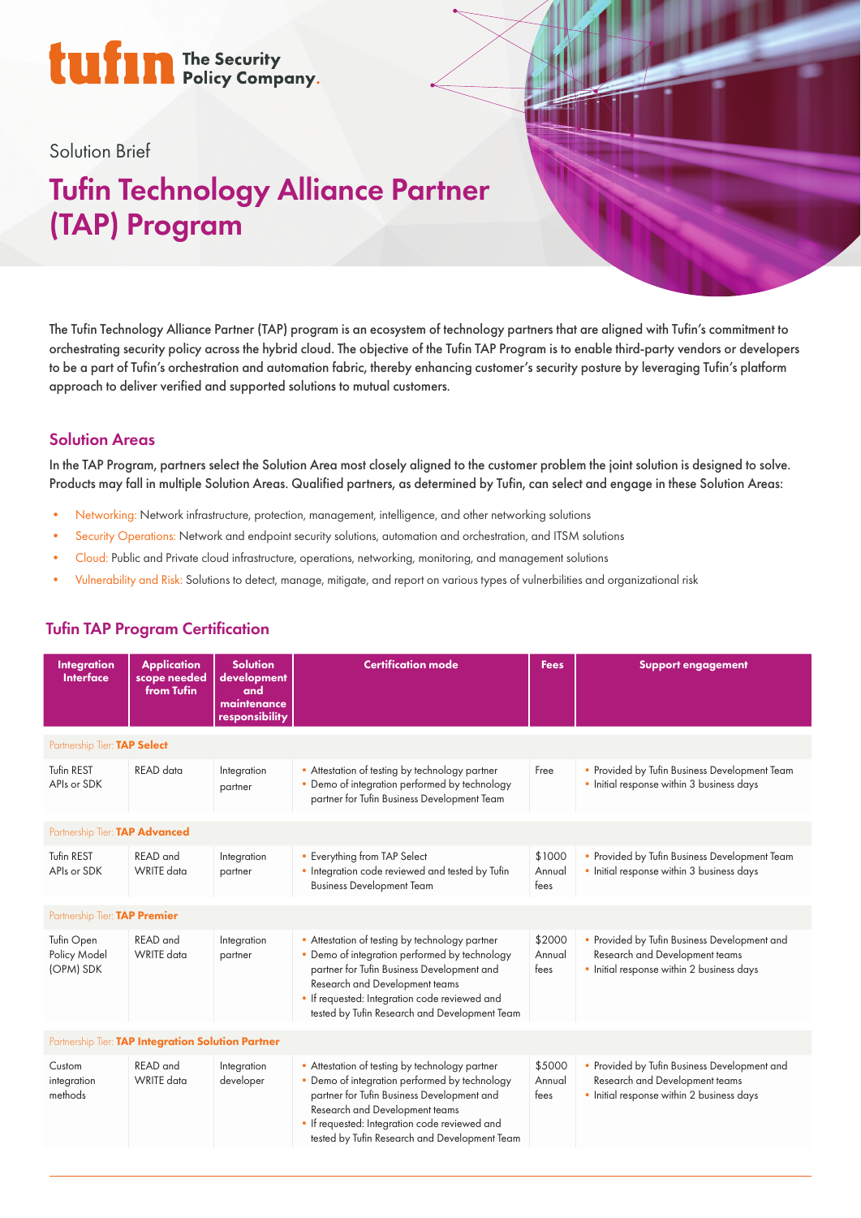tufin The Security Policy Company.

Solution Brief

# Tufin Technology Alliance Partner (TAP) Program

The Tufin Technology Alliance Partner (TAP) program is an ecosystem of technology partners that are aligned with Tufin's commitment to orchestrating security policy across the hybrid cloud. The objective of the Tufin TAP Program is to enable third-party vendors or developers to be a part of Tufin's orchestration and automation fabric, thereby enhancing customer's security posture by leveraging Tufin's platform approach to deliver verified and supported solutions to mutual customers.

## Solution Areas

In the TAP Program, partners select the Solution Area most closely aligned to the customer problem the joint solution is designed to solve. Products may fall in multiple Solution Areas. Qualified partners, as determined by Tufin, can select and engage in these Solution Areas:

- Networking: Network infrastructure, protection, management, intelligence, and other networking solutions
- Security Operations: Network and endpoint security solutions, automation and orchestration, and ITSM solutions
- Cloud: Public and Private cloud infrastructure, operations, networking, monitoring, and management solutions
- Vulnerability and Risk: Solutions to detect, manage, mitigate, and report on various types of vulnerabilities and organizational risk

## Tufin TAP Program Certification

| Integration Interface | Application scope needed from Tufin | Solution development and maintenance responsibility | Certification mode | Fees | Support engagement |
|---|---|---|---|---|---|
| Partnership Tier: **TAP Select** | | | | | |
| Tufin REST APIs or SDK | READ data | Integration partner | • Attestation of testing by technology partner<br>• Demo of integration performed by technology partner for Tufin Business Development Team | Free | • Provided by Tufin Business Development Team<br>• Initial response within 3 business days |
| Partnership Tier: **TAP Advanced** | | | | | |
| Tufin REST APIs or SDK | READ and WRITE data | Integration partner | • Everything from TAP Select<br>• Integration code reviewed and tested by Tufin Business Development Team | $1000 Annual fees | • Provided by Tufin Business Development Team<br>• Initial response within 3 business days |
| Partnership Tier: **TAP Premier** | | | | | |
| Tufin Open Policy Model (OPM) SDK | READ and WRITE data | Integration partner | • Attestation of testing by technology partner<br>• Demo of integration performed by technology partner for Tufin Business Development and Research and Development teams<br>• If requested: Integration code reviewed and tested by Tufin Research and Development Team | $2000 Annual fees | • Provided by Tufin Business Development and Research and Development teams<br>• Initial response within 2 business days |
| Partnership Tier: **TAP Integration Solution Partner** | | | | | |
| Custom integration methods | READ and WRITE data | Integration developer | • Attestation of testing by technology partner<br>• Demo of integration performed by technology partner for Tufin Business Development and Research and Development teams<br>• If requested: Integration code reviewed and tested by Tufin Research and Development Team | $5000 Annual fees | • Provided by Tufin Business Development and Research and Development teams<br>• Initial response within 2 business days |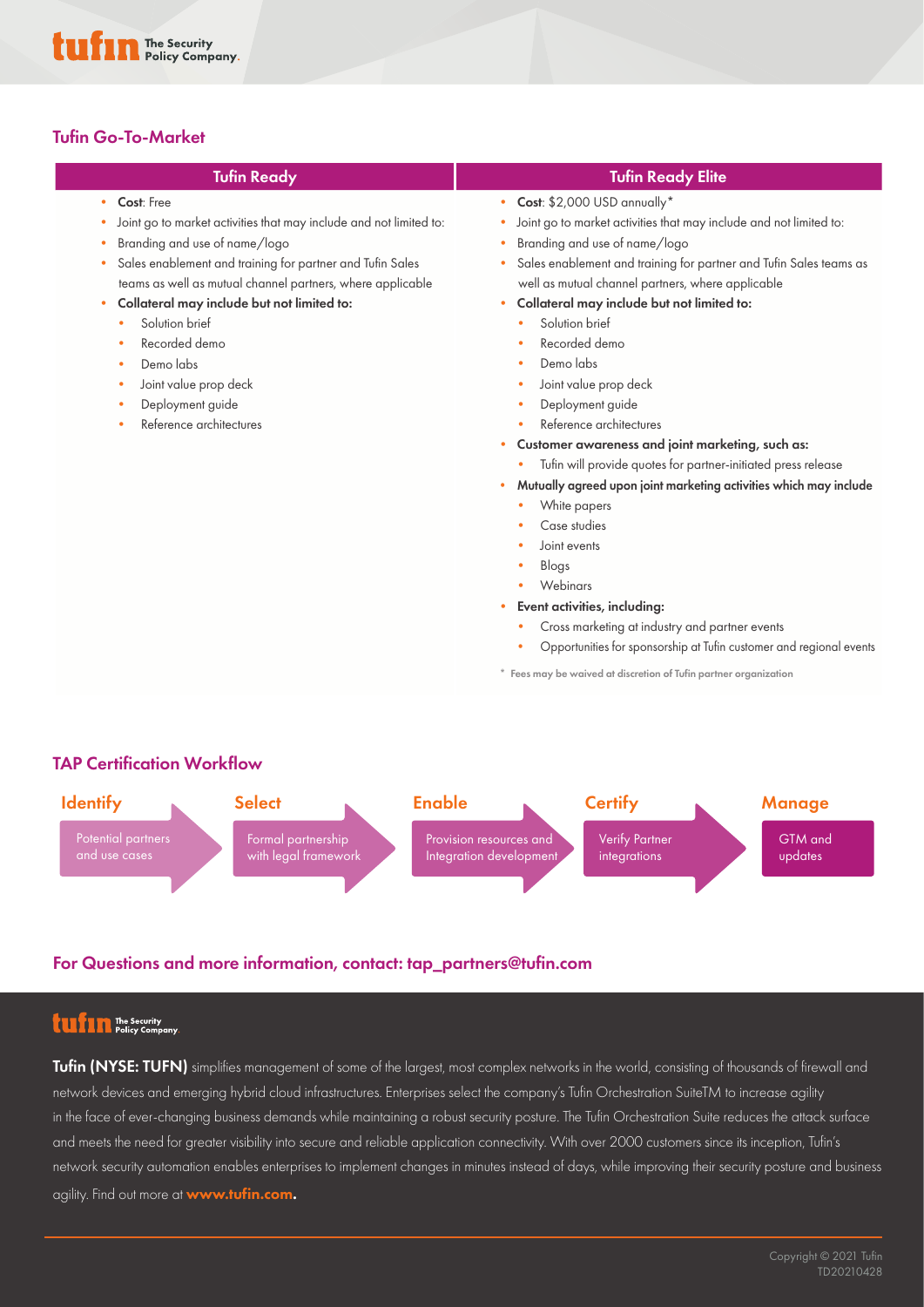## Tufin Go-To-Market

### Tufin Ready

- **Cost**: Free
- Joint go to market activities that may include and not limited to:
- Branding and use of name/logo
- Sales enablement and training for partner and Tufin Sales teams as well as mutual channel partners, where applicable
- **Collateral may include but not limited to:**
  - Solution brief
  - Recorded demo
  - Demo labs
  - Joint value prop deck
  - Deployment guide
  - Reference architectures

### Tufin Ready Elite

- **Cost**: $2,000 USD annually*
- Joint go to market activities that may include and not limited to:
- Branding and use of name/logo
- Sales enablement and training for partner and Tufin Sales teams as well as mutual channel partners, where applicable
- **Collateral may include but not limited to:**
  - Solution brief
  - Recorded demo
  - Demo labs
  - Joint value prop deck
  - Deployment guide
  - Reference architectures
- **Customer awareness and joint marketing, such as:**
  - Tufin will provide quotes for partner-initiated press release
- **Mutually agreed upon joint marketing activities which may include**
  - White papers
  - Case studies
  - Joint events
  - Blogs
  - Webinars
- **Event activities, including:**
  - Cross marketing at industry and partner events
  - Opportunities for sponsorship at Tufin customer and regional events

\* Fees may be waived at discretion of Tufin partner organization

## TAP Certification Workflow

**Identify** – Potential partners and use cases

**Select** – Formal partnership with legal framework

**Enable** – Provision resources and Integration development

**Certify** – Verify Partner integrations

**Manage** – GTM and updates

## For Questions and more information, contact: tap_partners@tufin.com

**Tufin (NYSE: TUFN)** simplifies management of some of the largest, most complex networks in the world, consisting of thousands of firewall and network devices and emerging hybrid cloud infrastructures. Enterprises select the company's Tufin Orchestration SuiteTM to increase agility in the face of ever-changing business demands while maintaining a robust security posture. The Tufin Orchestration Suite reduces the attack surface and meets the need for greater visibility into secure and reliable application connectivity. With over 2000 customers since its inception, Tufin's network security automation enables enterprises to implement changes in minutes instead of days, while improving their security posture and business agility. Find out more at **www.tufin.com.**

Copyright © 2021 Tufin
TD20210428